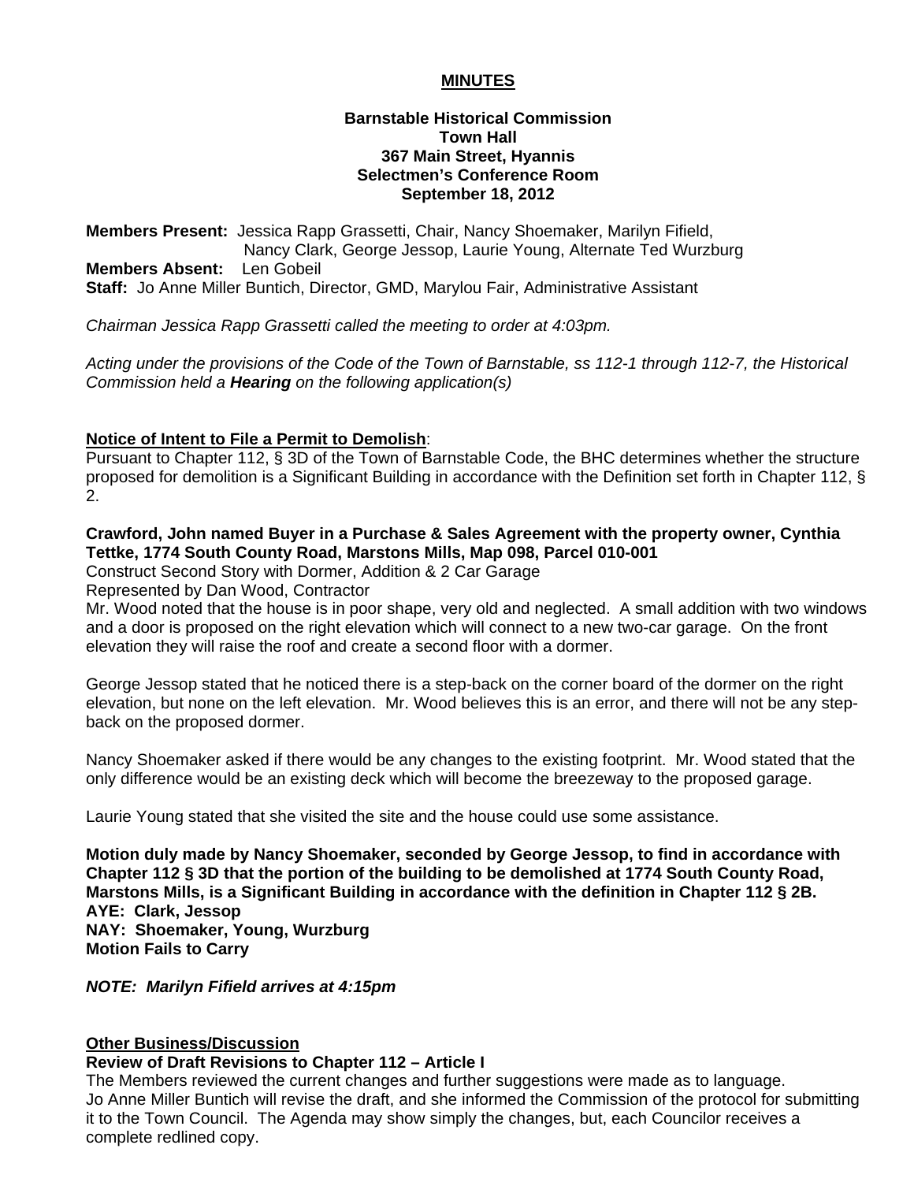**MINUTES**

**Barnstable Historical Commission**
**Town Hall**
**367 Main Street, Hyannis**
**Selectmen's Conference Room**
**September 18, 2012**

**Members Present:** Jessica Rapp Grassetti, Chair, Nancy Shoemaker, Marilyn Fifield, Nancy Clark, George Jessop, Laurie Young, Alternate Ted Wurzburg
**Members Absent:** Len Gobeil
**Staff:** Jo Anne Miller Buntich, Director, GMD, Marylou Fair, Administrative Assistant

*Chairman Jessica Rapp Grassetti called the meeting to order at 4:03pm.*

*Acting under the provisions of the Code of the Town of Barnstable, ss 112-1 through 112-7, the Historical Commission held a **Hearing** on the following application(s)*

**Notice of Intent to File a Permit to Demolish**:
Pursuant to Chapter 112, § 3D of the Town of Barnstable Code, the BHC determines whether the structure proposed for demolition is a Significant Building in accordance with the Definition set forth in Chapter 112, § 2.

**Crawford, John named Buyer in a Purchase & Sales Agreement with the property owner, Cynthia Tettke, 1774 South County Road, Marstons Mills, Map 098, Parcel 010-001**
Construct Second Story with Dormer, Addition & 2 Car Garage
Represented by Dan Wood, Contractor
Mr. Wood noted that the house is in poor shape, very old and neglected. A small addition with two windows and a door is proposed on the right elevation which will connect to a new two-car garage. On the front elevation they will raise the roof and create a second floor with a dormer.

George Jessop stated that he noticed there is a step-back on the corner board of the dormer on the right elevation, but none on the left elevation. Mr. Wood believes this is an error, and there will not be any step-back on the proposed dormer.

Nancy Shoemaker asked if there would be any changes to the existing footprint. Mr. Wood stated that the only difference would be an existing deck which will become the breezeway to the proposed garage.

Laurie Young stated that she visited the site and the house could use some assistance.

**Motion duly made by Nancy Shoemaker, seconded by George Jessop, to find in accordance with Chapter 112 § 3D that the portion of the building to be demolished at 1774 South County Road, Marstons Mills, is a Significant Building in accordance with the definition in Chapter 112 § 2B.**
**AYE: Clark, Jessop**
**NAY: Shoemaker, Young, Wurzburg**
**Motion Fails to Carry**

***NOTE: Marilyn Fifield arrives at 4:15pm***

**Other Business/Discussion**
**Review of Draft Revisions to Chapter 112 – Article I**
The Members reviewed the current changes and further suggestions were made as to language. Jo Anne Miller Buntich will revise the draft, and she informed the Commission of the protocol for submitting it to the Town Council. The Agenda may show simply the changes, but, each Councilor receives a complete redlined copy.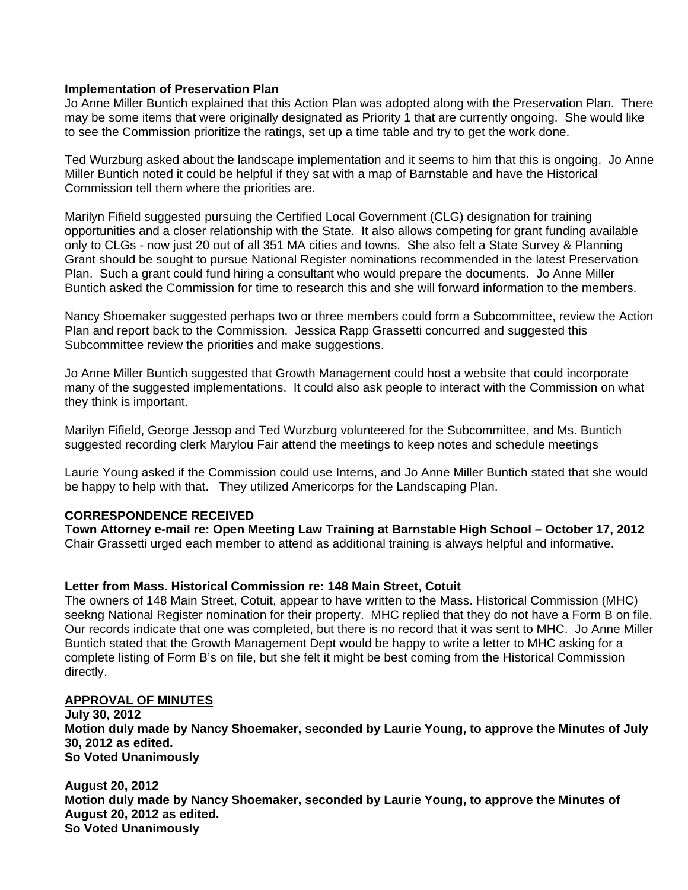**Implementation of Preservation Plan**
Jo Anne Miller Buntich explained that this Action Plan was adopted along with the Preservation Plan. There may be some items that were originally designated as Priority 1 that are currently ongoing. She would like to see the Commission prioritize the ratings, set up a time table and try to get the work done.

Ted Wurzburg asked about the landscape implementation and it seems to him that this is ongoing. Jo Anne Miller Buntich noted it could be helpful if they sat with a map of Barnstable and have the Historical Commission tell them where the priorities are.

Marilyn Fifield suggested pursuing the Certified Local Government (CLG) designation for training opportunities and a closer relationship with the State. It also allows competing for grant funding available only to CLGs - now just 20 out of all 351 MA cities and towns. She also felt a State Survey & Planning Grant should be sought to pursue National Register nominations recommended in the latest Preservation Plan. Such a grant could fund hiring a consultant who would prepare the documents. Jo Anne Miller Buntich asked the Commission for time to research this and she will forward information to the members.

Nancy Shoemaker suggested perhaps two or three members could form a Subcommittee, review the Action Plan and report back to the Commission. Jessica Rapp Grassetti concurred and suggested this Subcommittee review the priorities and make suggestions.

Jo Anne Miller Buntich suggested that Growth Management could host a website that could incorporate many of the suggested implementations. It could also ask people to interact with the Commission on what they think is important.

Marilyn Fifield, George Jessop and Ted Wurzburg volunteered for the Subcommittee, and Ms. Buntich suggested recording clerk Marylou Fair attend the meetings to keep notes and schedule meetings

Laurie Young asked if the Commission could use Interns, and Jo Anne Miller Buntich stated that she would be happy to help with that. They utilized Americorps for the Landscaping Plan.

**CORRESPONDENCE RECEIVED**
**Town Attorney e-mail re: Open Meeting Law Training at Barnstable High School – October 17, 2012**
Chair Grassetti urged each member to attend as additional training is always helpful and informative.

**Letter from Mass. Historical Commission re: 148 Main Street, Cotuit**
The owners of 148 Main Street, Cotuit, appear to have written to the Mass. Historical Commission (MHC) seekng National Register nomination for their property. MHC replied that they do not have a Form B on file. Our records indicate that one was completed, but there is no record that it was sent to MHC. Jo Anne Miller Buntich stated that the Growth Management Dept would be happy to write a letter to MHC asking for a complete listing of Form B's on file, but she felt it might be best coming from the Historical Commission directly.

**APPROVAL OF MINUTES**
**July 30, 2012**
**Motion duly made by Nancy Shoemaker, seconded by Laurie Young, to approve the Minutes of July 30, 2012 as edited.**
**So Voted Unanimously**

**August 20, 2012**
**Motion duly made by Nancy Shoemaker, seconded by Laurie Young, to approve the Minutes of August 20, 2012 as edited.**
**So Voted Unanimously**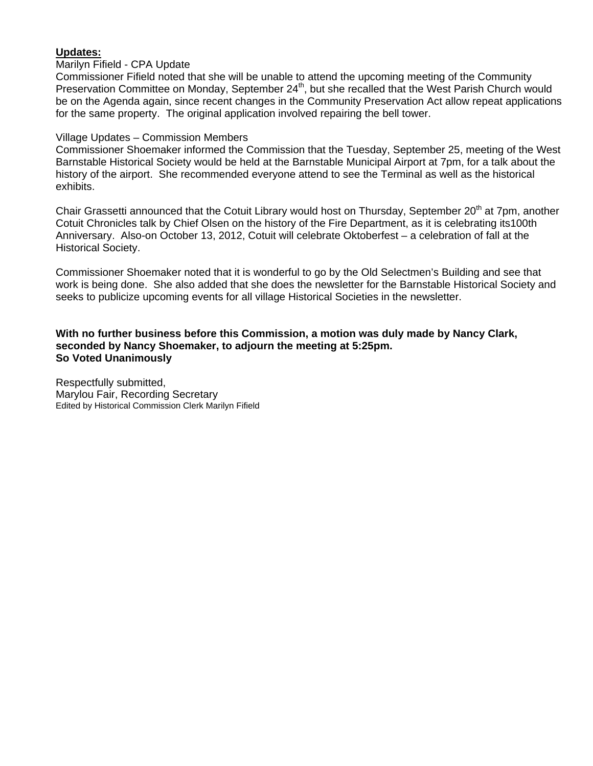**Updates:**

Marilyn Fifield - CPA Update

Commissioner Fifield noted that she will be unable to attend the upcoming meeting of the Community Preservation Committee on Monday, September 24th, but she recalled that the West Parish Church would be on the Agenda again, since recent changes in the Community Preservation Act allow repeat applications for the same property. The original application involved repairing the bell tower.

Village Updates – Commission Members

Commissioner Shoemaker informed the Commission that the Tuesday, September 25, meeting of the West Barnstable Historical Society would be held at the Barnstable Municipal Airport at 7pm, for a talk about the history of the airport. She recommended everyone attend to see the Terminal as well as the historical exhibits.

Chair Grassetti announced that the Cotuit Library would host on Thursday, September 20th at 7pm, another Cotuit Chronicles talk by Chief Olsen on the history of the Fire Department, as it is celebrating its100th Anniversary. Also-on October 13, 2012, Cotuit will celebrate Oktoberfest – a celebration of fall at the Historical Society.

Commissioner Shoemaker noted that it is wonderful to go by the Old Selectmen's Building and see that work is being done. She also added that she does the newsletter for the Barnstable Historical Society and seeks to publicize upcoming events for all village Historical Societies in the newsletter.

**With no further business before this Commission, a motion was duly made by Nancy Clark, seconded by Nancy Shoemaker, to adjourn the meeting at 5:25pm.**
**So Voted Unanimously**

Respectfully submitted,
Marylou Fair, Recording Secretary
Edited by Historical Commission Clerk Marilyn Fifield